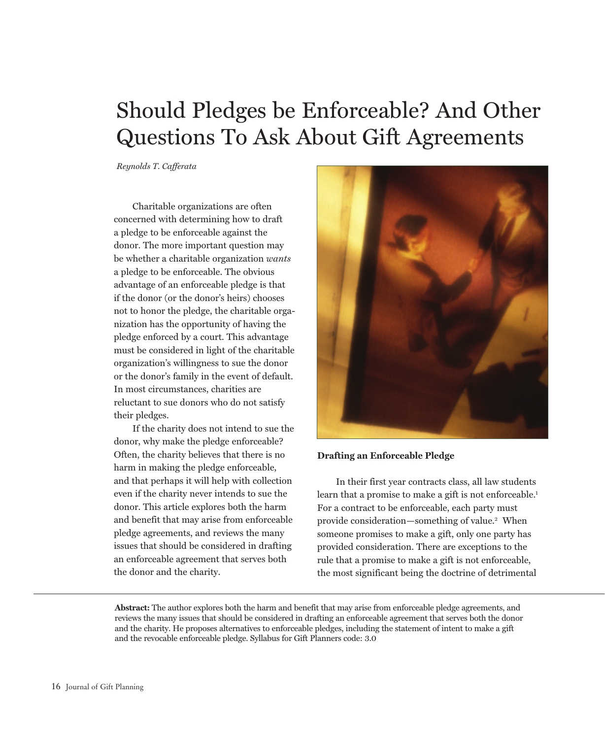# Should Pledges be Enforceable? And Other Questions To Ask About Gift Agreements

*Reynolds T. Cafferata*

Charitable organizations are often concerned with determining how to draft a pledge to be enforceable against the donor. The more important question may be whether a charitable organization *wants* a pledge to be enforceable. The obvious advantage of an enforceable pledge is that if the donor (or the donor's heirs) chooses not to honor the pledge, the charitable organization has the opportunity of having the pledge enforced by a court. This advantage must be considered in light of the charitable organization's willingness to sue the donor or the donor's family in the event of default. In most circumstances, charities are reluctant to sue donors who do not satisfy their pledges.

If the charity does not intend to sue the donor, why make the pledge enforceable? Often, the charity believes that there is no harm in making the pledge enforceable, and that perhaps it will help with collection even if the charity never intends to sue the donor. This article explores both the harm and benefit that may arise from enforceable pledge agreements, and reviews the many issues that should be considered in drafting an enforceable agreement that serves both the donor and the charity.

## Drafting an Enforceable Pledge

In their first year contracts class, all law students learn that a promise to make a gift is not enforceable.[1] For a contract to be enforceable, each party must provide consideration—something of value.[2] When someone promises to make a gift, only one party has provided consideration. There are exceptions to the rule that a promise to make a gift is not enforceable, the most significant being the doctrine of detrimental

**Abstract:** The author explores both the harm and benefit that may arise from enforceable pledge agreements, and reviews the many issues that should be considered in drafting an enforceable agreement that serves both the donor and the charity. He proposes alternatives to enforceable pledges, including the statement of intent to make a gift and the revocable enforceable pledge. Syllabus for Gift Planners code: 3.0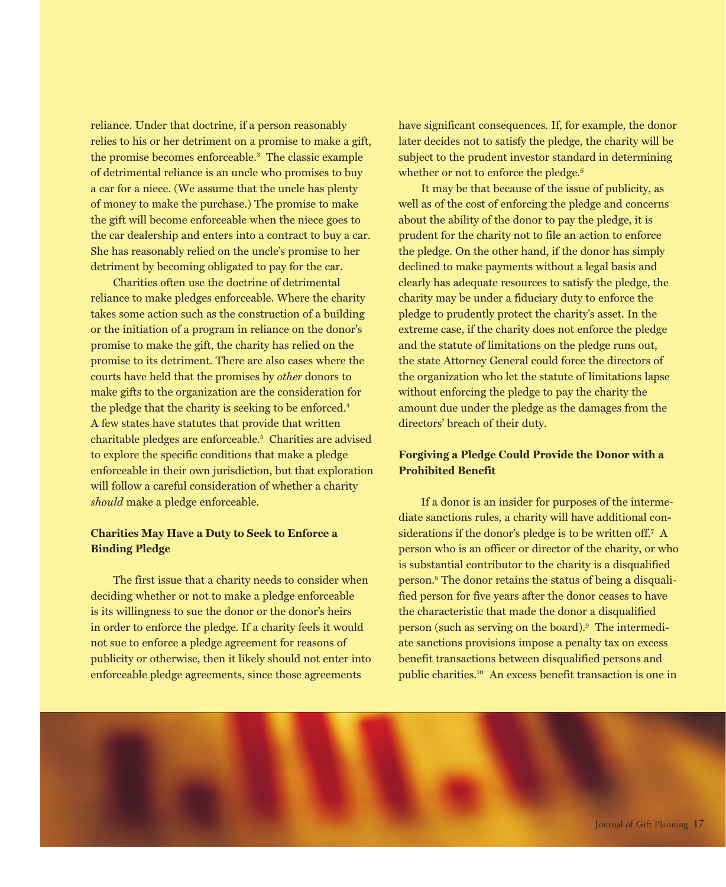reliance. Under that doctrine, if a person reasonably relies to his or her detriment on a promise to make a gift, the promise becomes enforceable.[3] The classic example of detrimental reliance is an uncle who promises to buy a car for a niece. (We assume that the uncle has plenty of money to make the purchase.) The promise to make the gift will become enforceable when the niece goes to the car dealership and enters into a contract to buy a car. She has reasonably relied on the uncle's promise to her detriment by becoming obligated to pay for the car.

Charities often use the doctrine of detrimental reliance to make pledges enforceable. Where the charity takes some action such as the construction of a building or the initiation of a program in reliance on the donor's promise to make the gift, the charity has relied on the promise to its detriment. There are also cases where the courts have held that the promises by *other* donors to make gifts to the organization are the consideration for the pledge that the charity is seeking to be enforced.[4] A few states have statutes that provide that written charitable pledges are enforceable.[5] Charities are advised to explore the specific conditions that make a pledge enforceable in their own jurisdiction, but that exploration will follow a careful consideration of whether a charity *should* make a pledge enforceable.

**Charities May Have a Duty to Seek to Enforce a Binding Pledge**

The first issue that a charity needs to consider when deciding whether or not to make a pledge enforceable is its willingness to sue the donor or the donor's heirs in order to enforce the pledge. If a charity feels it would not sue to enforce a pledge agreement for reasons of publicity or otherwise, then it likely should not enter into enforceable pledge agreements, since those agreements have significant consequences. If, for example, the donor later decides not to satisfy the pledge, the charity will be subject to the prudent investor standard in determining whether or not to enforce the pledge.[6]

It may be that because of the issue of publicity, as well as of the cost of enforcing the pledge and concerns about the ability of the donor to pay the pledge, it is prudent for the charity not to file an action to enforce the pledge. On the other hand, if the donor has simply declined to make payments without a legal basis and clearly has adequate resources to satisfy the pledge, the charity may be under a fiduciary duty to enforce the pledge to prudently protect the charity's asset. In the extreme case, if the charity does not enforce the pledge and the statute of limitations on the pledge runs out, the state Attorney General could force the directors of the organization who let the statute of limitations lapse without enforcing the pledge to pay the charity the amount due under the pledge as the damages from the directors' breach of their duty.

**Forgiving a Pledge Could Provide the Donor with a Prohibited Benefit**

If a donor is an insider for purposes of the intermediate sanctions rules, a charity will have additional considerations if the donor's pledge is to be written off.[7] A person who is an officer or director of the charity, or who is substantial contributor to the charity is a disqualified person.[8] The donor retains the status of being a disqualified person for five years after the donor ceases to have the characteristic that made the donor a disqualified person (such as serving on the board).[9] The intermediate sanctions provisions impose a penalty tax on excess benefit transactions between disqualified persons and public charities.[10] An excess benefit transaction is one in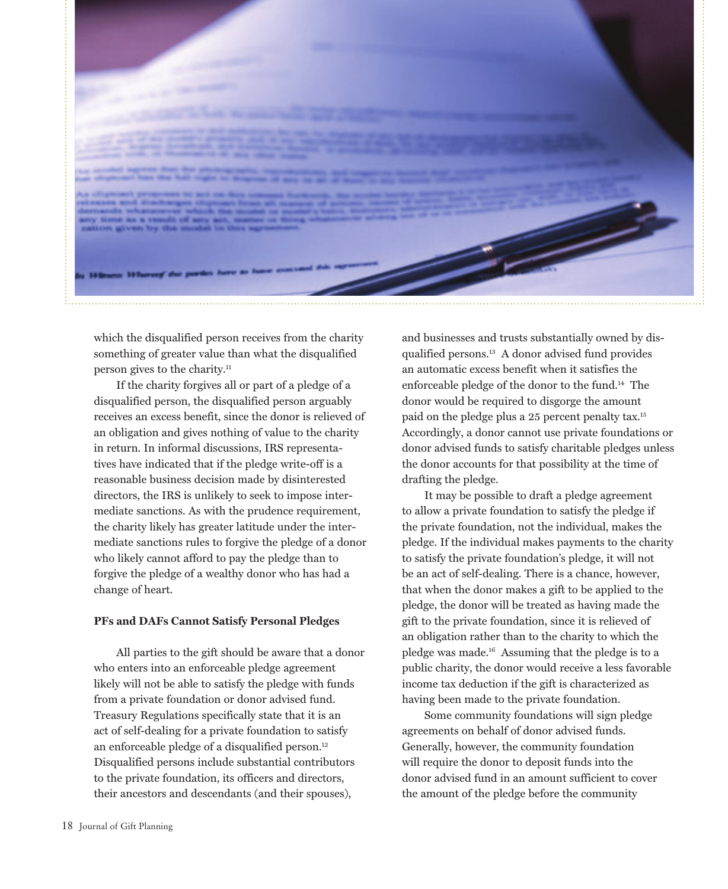which the disqualified person receives from the charity something of greater value than what the disqualified person gives to the charity.[11]

If the charity forgives all or part of a pledge of a disqualified person, the disqualified person arguably receives an excess benefit, since the donor is relieved of an obligation and gives nothing of value to the charity in return. In informal discussions, IRS representatives have indicated that if the pledge write-off is a reasonable business decision made by disinterested directors, the IRS is unlikely to seek to impose intermediate sanctions. As with the prudence requirement, the charity likely has greater latitude under the intermediate sanctions rules to forgive the pledge of a donor who likely cannot afford to pay the pledge than to forgive the pledge of a wealthy donor who has had a change of heart.

**PFs and DAFs Cannot Satisfy Personal Pledges**

All parties to the gift should be aware that a donor who enters into an enforceable pledge agreement likely will not be able to satisfy the pledge with funds from a private foundation or donor advised fund. Treasury Regulations specifically state that it is an act of self-dealing for a private foundation to satisfy an enforceable pledge of a disqualified person.[12] Disqualified persons include substantial contributors to the private foundation, its officers and directors, their ancestors and descendants (and their spouses), and businesses and trusts substantially owned by disqualified persons.[13] A donor advised fund provides an automatic excess benefit when it satisfies the enforceable pledge of the donor to the fund.[14] The donor would be required to disgorge the amount paid on the pledge plus a 25 percent penalty tax.[15] Accordingly, a donor cannot use private foundations or donor advised funds to satisfy charitable pledges unless the donor accounts for that possibility at the time of drafting the pledge.

It may be possible to draft a pledge agreement to allow a private foundation to satisfy the pledge if the private foundation, not the individual, makes the pledge. If the individual makes payments to the charity to satisfy the private foundation's pledge, it will not be an act of self-dealing. There is a chance, however, that when the donor makes a gift to be applied to the pledge, the donor will be treated as having made the gift to the private foundation, since it is relieved of an obligation rather than to the charity to which the pledge was made.[16] Assuming that the pledge is to a public charity, the donor would receive a less favorable income tax deduction if the gift is characterized as having been made to the private foundation.

Some community foundations will sign pledge agreements on behalf of donor advised funds. Generally, however, the community foundation will require the donor to deposit funds into the donor advised fund in an amount sufficient to cover the amount of the pledge before the community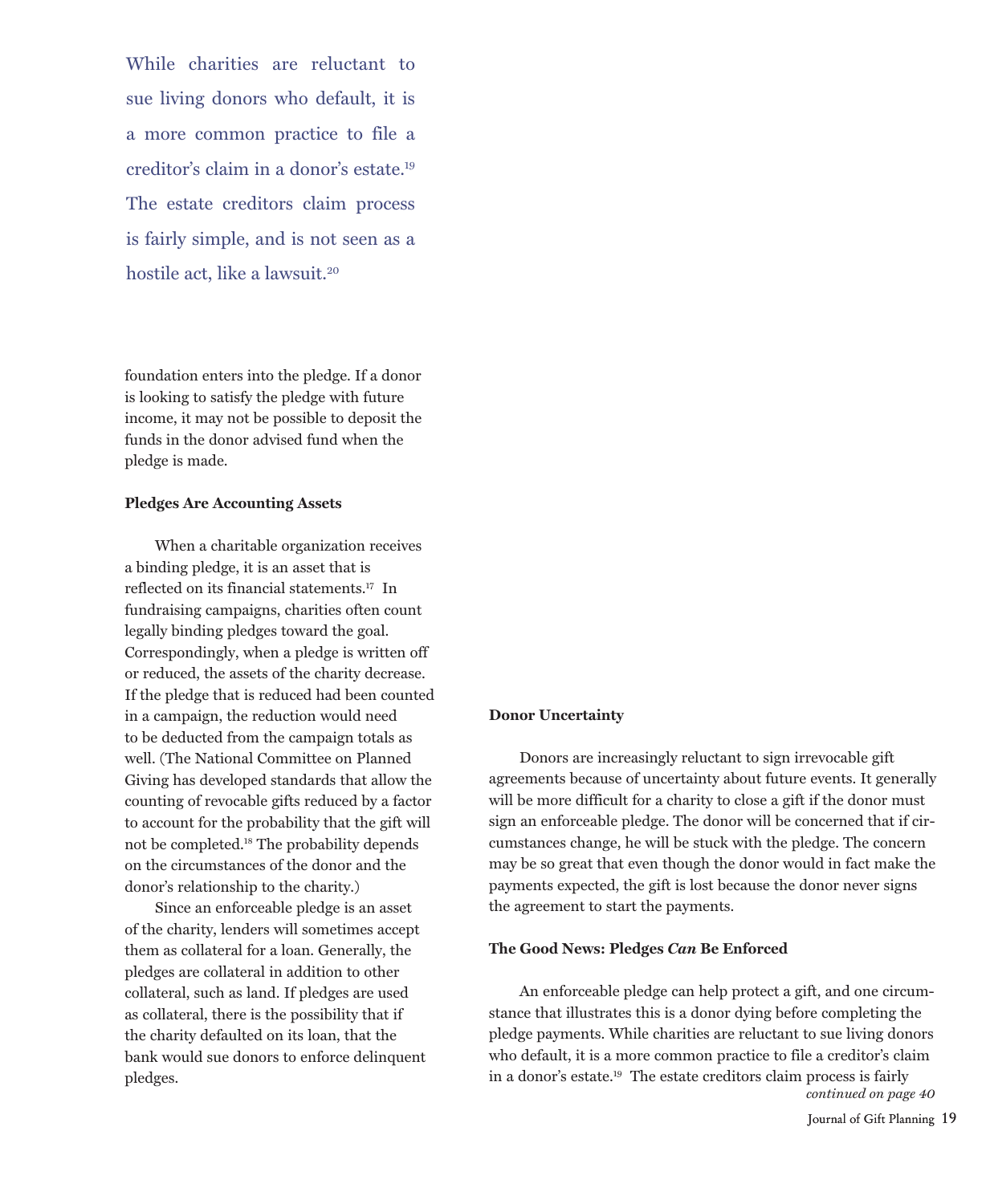While charities are reluctant to sue living donors who default, it is a more common practice to file a creditor's claim in a donor's estate.[19] The estate creditors claim process is fairly simple, and is not seen as a hostile act, like a lawsuit.[20]

foundation enters into the pledge. If a donor is looking to satisfy the pledge with future income, it may not be possible to deposit the funds in the donor advised fund when the pledge is made.

**Pledges Are Accounting Assets**

When a charitable organization receives a binding pledge, it is an asset that is reflected on its financial statements.[17] In fundraising campaigns, charities often count legally binding pledges toward the goal. Correspondingly, when a pledge is written off or reduced, the assets of the charity decrease. If the pledge that is reduced had been counted in a campaign, the reduction would need to be deducted from the campaign totals as well. (The National Committee on Planned Giving has developed standards that allow the counting of revocable gifts reduced by a factor to account for the probability that the gift will not be completed.[18] The probability depends on the circumstances of the donor and the donor's relationship to the charity.)

Since an enforceable pledge is an asset of the charity, lenders will sometimes accept them as collateral for a loan. Generally, the pledges are collateral in addition to other collateral, such as land. If pledges are used as collateral, there is the possibility that if the charity defaulted on its loan, that the bank would sue donors to enforce delinquent pledges.

**Donor Uncertainty**

Donors are increasingly reluctant to sign irrevocable gift agreements because of uncertainty about future events. It generally will be more difficult for a charity to close a gift if the donor must sign an enforceable pledge. The donor will be concerned that if circumstances change, he will be stuck with the pledge. The concern may be so great that even though the donor would in fact make the payments expected, the gift is lost because the donor never signs the agreement to start the payments.

**The Good News: Pledges *Can* Be Enforced**

An enforceable pledge can help protect a gift, and one circumstance that illustrates this is a donor dying before completing the pledge payments. While charities are reluctant to sue living donors who default, it is a more common practice to file a creditor's claim in a donor's estate.[19] The estate creditors claim process is fairly

*continued on page 40*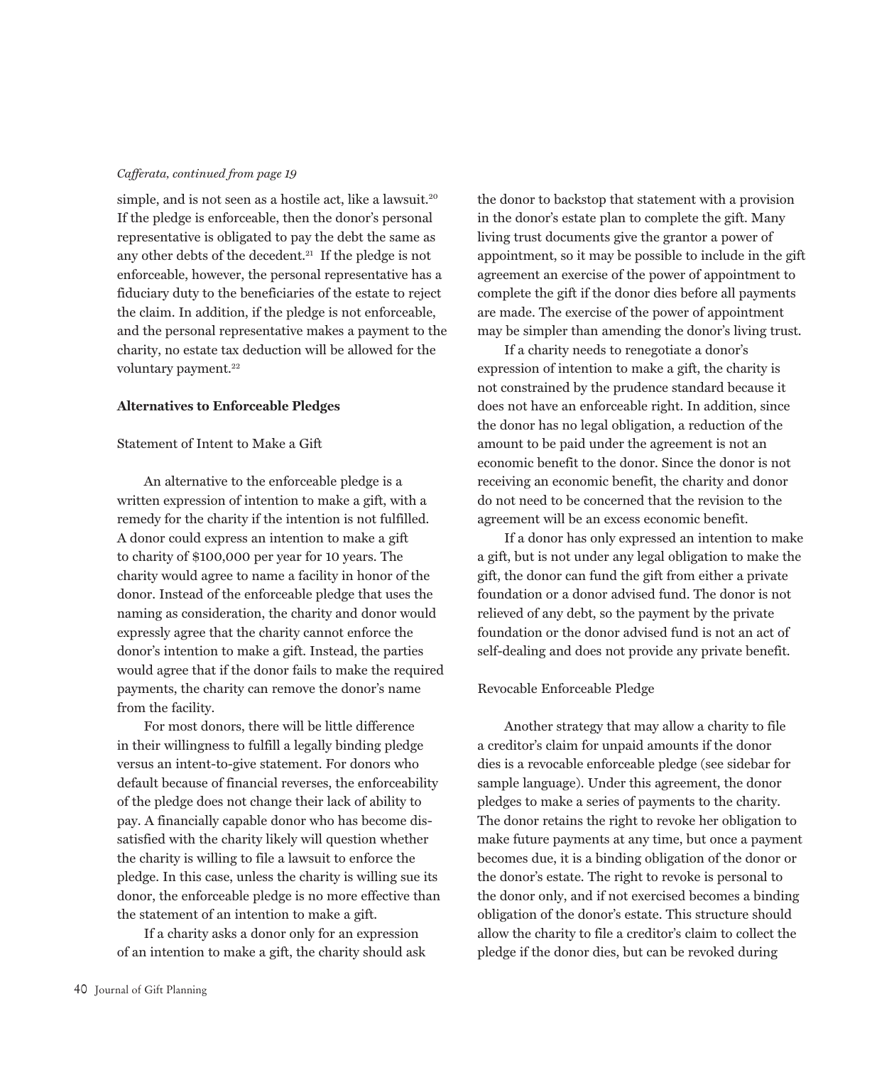*Cafferata, continued from page 19*

simple, and is not seen as a hostile act, like a lawsuit.[20] If the pledge is enforceable, then the donor's personal representative is obligated to pay the debt the same as any other debts of the decedent.[21] If the pledge is not enforceable, however, the personal representative has a fiduciary duty to the beneficiaries of the estate to reject the claim. In addition, if the pledge is not enforceable, and the personal representative makes a payment to the charity, no estate tax deduction will be allowed for the voluntary payment.[22]

**Alternatives to Enforceable Pledges**

Statement of Intent to Make a Gift

An alternative to the enforceable pledge is a written expression of intention to make a gift, with a remedy for the charity if the intention is not fulfilled. A donor could express an intention to make a gift to charity of $100,000 per year for 10 years. The charity would agree to name a facility in honor of the donor. Instead of the enforceable pledge that uses the naming as consideration, the charity and donor would expressly agree that the charity cannot enforce the donor's intention to make a gift. Instead, the parties would agree that if the donor fails to make the required payments, the charity can remove the donor's name from the facility.

For most donors, there will be little difference in their willingness to fulfill a legally binding pledge versus an intent-to-give statement. For donors who default because of financial reverses, the enforceability of the pledge does not change their lack of ability to pay. A financially capable donor who has become dissatisfied with the charity likely will question whether the charity is willing to file a lawsuit to enforce the pledge. In this case, unless the charity is willing sue its donor, the enforceable pledge is no more effective than the statement of an intention to make a gift.

If a charity asks a donor only for an expression of an intention to make a gift, the charity should ask the donor to backstop that statement with a provision in the donor's estate plan to complete the gift. Many living trust documents give the grantor a power of appointment, so it may be possible to include in the gift agreement an exercise of the power of appointment to complete the gift if the donor dies before all payments are made. The exercise of the power of appointment may be simpler than amending the donor's living trust.

If a charity needs to renegotiate a donor's expression of intention to make a gift, the charity is not constrained by the prudence standard because it does not have an enforceable right. In addition, since the donor has no legal obligation, a reduction of the amount to be paid under the agreement is not an economic benefit to the donor. Since the donor is not receiving an economic benefit, the charity and donor do not need to be concerned that the revision to the agreement will be an excess economic benefit.

If a donor has only expressed an intention to make a gift, but is not under any legal obligation to make the gift, the donor can fund the gift from either a private foundation or a donor advised fund. The donor is not relieved of any debt, so the payment by the private foundation or the donor advised fund is not an act of self-dealing and does not provide any private benefit.

Revocable Enforceable Pledge

Another strategy that may allow a charity to file a creditor's claim for unpaid amounts if the donor dies is a revocable enforceable pledge (see sidebar for sample language). Under this agreement, the donor pledges to make a series of payments to the charity. The donor retains the right to revoke her obligation to make future payments at any time, but once a payment becomes due, it is a binding obligation of the donor or the donor's estate. The right to revoke is personal to the donor only, and if not exercised becomes a binding obligation of the donor's estate. This structure should allow the charity to file a creditor's claim to collect the pledge if the donor dies, but can be revoked during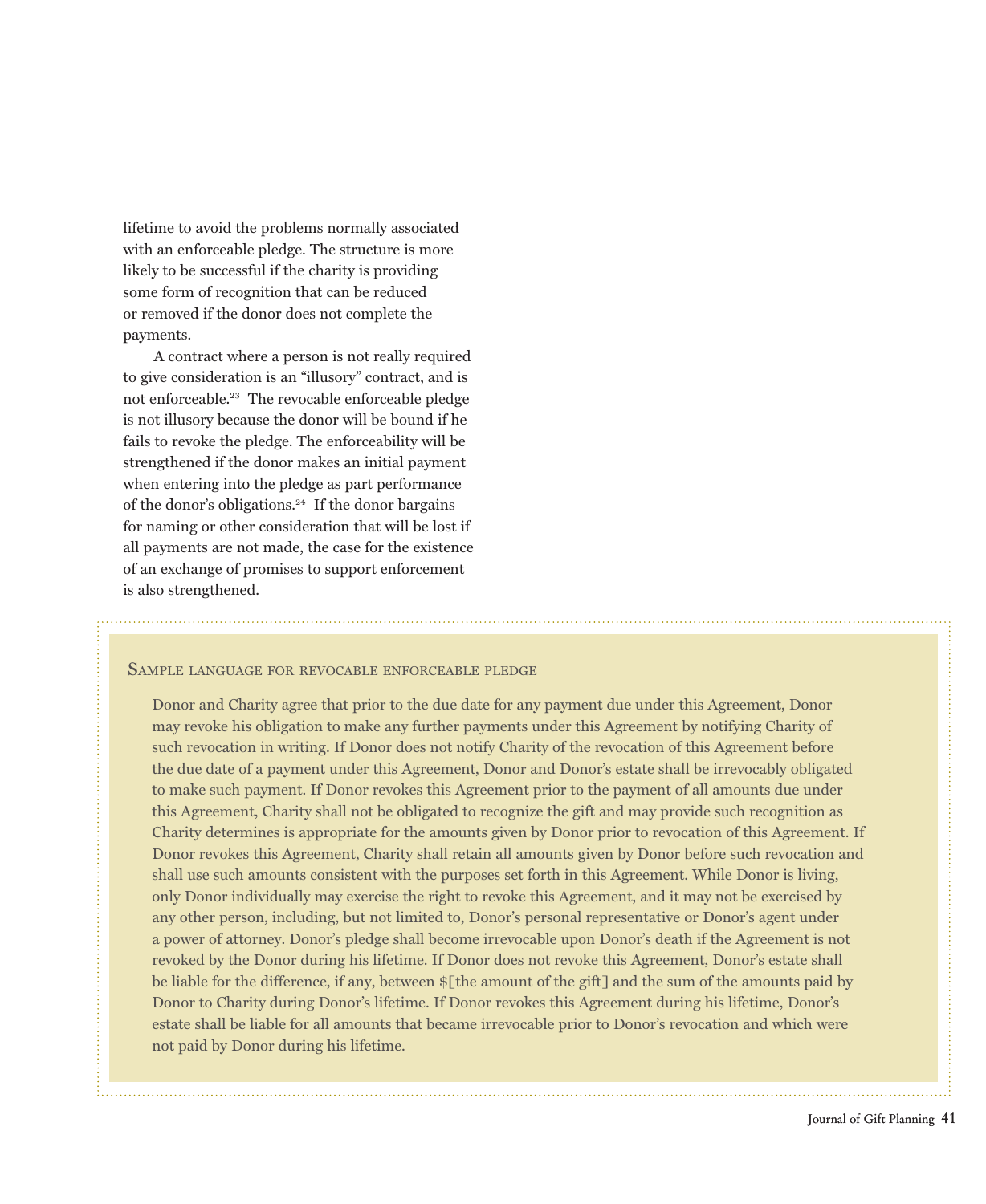lifetime to avoid the problems normally associated with an enforceable pledge. The structure is more likely to be successful if the charity is providing some form of recognition that can be reduced or removed if the donor does not complete the payments.

A contract where a person is not really required to give consideration is an "illusory" contract, and is not enforceable.[23] The revocable enforceable pledge is not illusory because the donor will be bound if he fails to revoke the pledge. The enforceability will be strengthened if the donor makes an initial payment when entering into the pledge as part performance of the donor's obligations.[24] If the donor bargains for naming or other consideration that will be lost if all payments are not made, the case for the existence of an exchange of promises to support enforcement is also strengthened.

### Sample language for revocable enforceable pledge

Donor and Charity agree that prior to the due date for any payment due under this Agreement, Donor may revoke his obligation to make any further payments under this Agreement by notifying Charity of such revocation in writing. If Donor does not notify Charity of the revocation of this Agreement before the due date of a payment under this Agreement, Donor and Donor's estate shall be irrevocably obligated to make such payment. If Donor revokes this Agreement prior to the payment of all amounts due under this Agreement, Charity shall not be obligated to recognize the gift and may provide such recognition as Charity determines is appropriate for the amounts given by Donor prior to revocation of this Agreement. If Donor revokes this Agreement, Charity shall retain all amounts given by Donor before such revocation and shall use such amounts consistent with the purposes set forth in this Agreement. While Donor is living, only Donor individually may exercise the right to revoke this Agreement, and it may not be exercised by any other person, including, but not limited to, Donor's personal representative or Donor's agent under a power of attorney. Donor's pledge shall become irrevocable upon Donor's death if the Agreement is not revoked by the Donor during his lifetime. If Donor does not revoke this Agreement, Donor's estate shall be liable for the difference, if any, between $[the amount of the gift] and the sum of the amounts paid by Donor to Charity during Donor's lifetime. If Donor revokes this Agreement during his lifetime, Donor's estate shall be liable for all amounts that became irrevocable prior to Donor's revocation and which were not paid by Donor during his lifetime.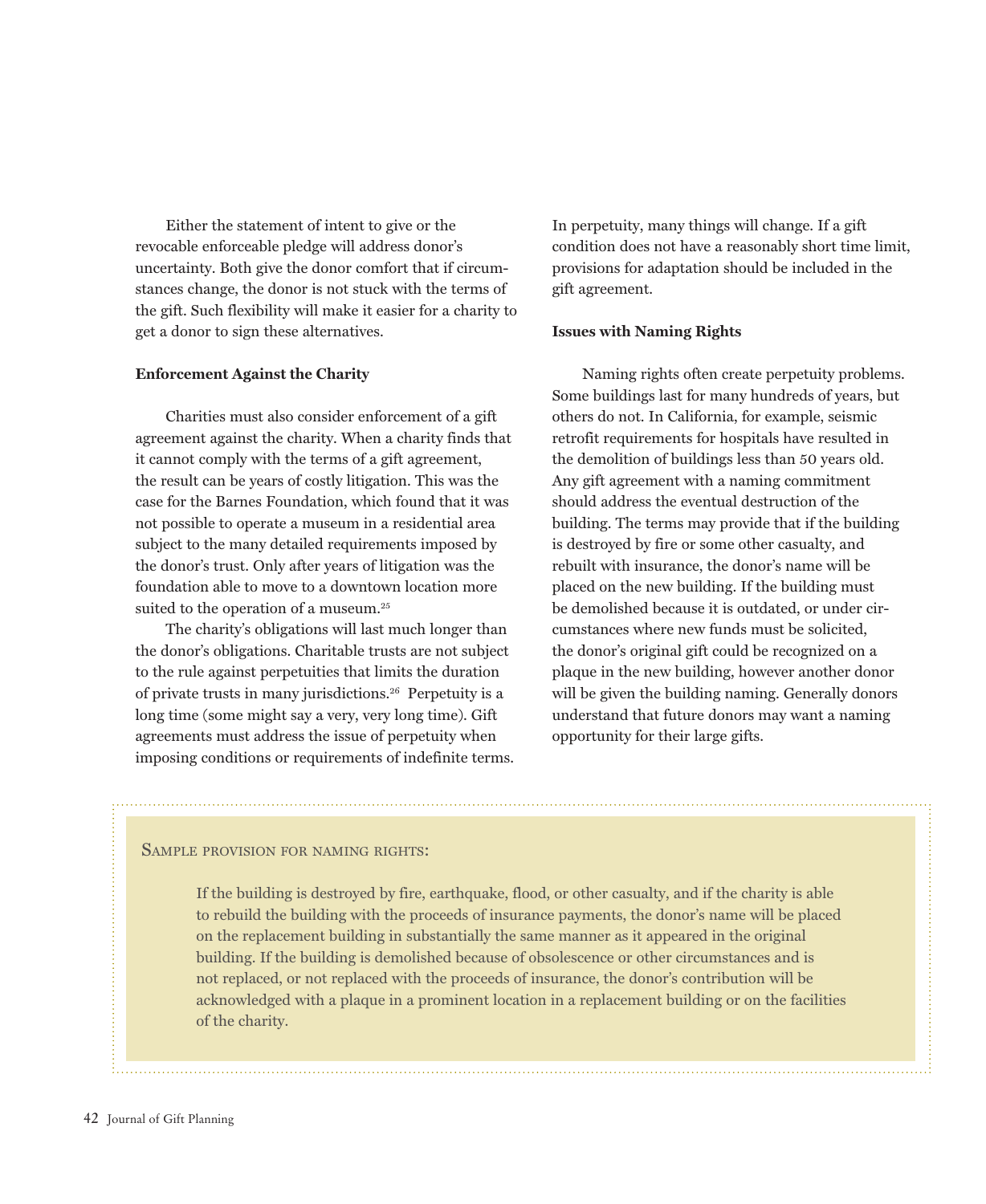Either the statement of intent to give or the revocable enforceable pledge will address donor's uncertainty. Both give the donor comfort that if circumstances change, the donor is not stuck with the terms of the gift. Such flexibility will make it easier for a charity to get a donor to sign these alternatives.

**Enforcement Against the Charity**

Charities must also consider enforcement of a gift agreement against the charity. When a charity finds that it cannot comply with the terms of a gift agreement, the result can be years of costly litigation. This was the case for the Barnes Foundation, which found that it was not possible to operate a museum in a residential area subject to the many detailed requirements imposed by the donor's trust. Only after years of litigation was the foundation able to move to a downtown location more suited to the operation of a museum.[25]

The charity's obligations will last much longer than the donor's obligations. Charitable trusts are not subject to the rule against perpetuities that limits the duration of private trusts in many jurisdictions.[26] Perpetuity is a long time (some might say a very, very long time). Gift agreements must address the issue of perpetuity when imposing conditions or requirements of indefinite terms. In perpetuity, many things will change. If a gift condition does not have a reasonably short time limit, provisions for adaptation should be included in the gift agreement.

**Issues with Naming Rights**

Naming rights often create perpetuity problems. Some buildings last for many hundreds of years, but others do not. In California, for example, seismic retrofit requirements for hospitals have resulted in the demolition of buildings less than 50 years old. Any gift agreement with a naming commitment should address the eventual destruction of the building. The terms may provide that if the building is destroyed by fire or some other casualty, and rebuilt with insurance, the donor's name will be placed on the new building. If the building must be demolished because it is outdated, or under circumstances where new funds must be solicited, the donor's original gift could be recognized on a plaque in the new building, however another donor will be given the building naming. Generally donors understand that future donors may want a naming opportunity for their large gifts.

Sample provision for naming rights:

> If the building is destroyed by fire, earthquake, flood, or other casualty, and if the charity is able to rebuild the building with the proceeds of insurance payments, the donor's name will be placed on the replacement building in substantially the same manner as it appeared in the original building. If the building is demolished because of obsolescence or other circumstances and is not replaced, or not replaced with the proceeds of insurance, the donor's contribution will be acknowledged with a plaque in a prominent location in a replacement building or on the facilities of the charity.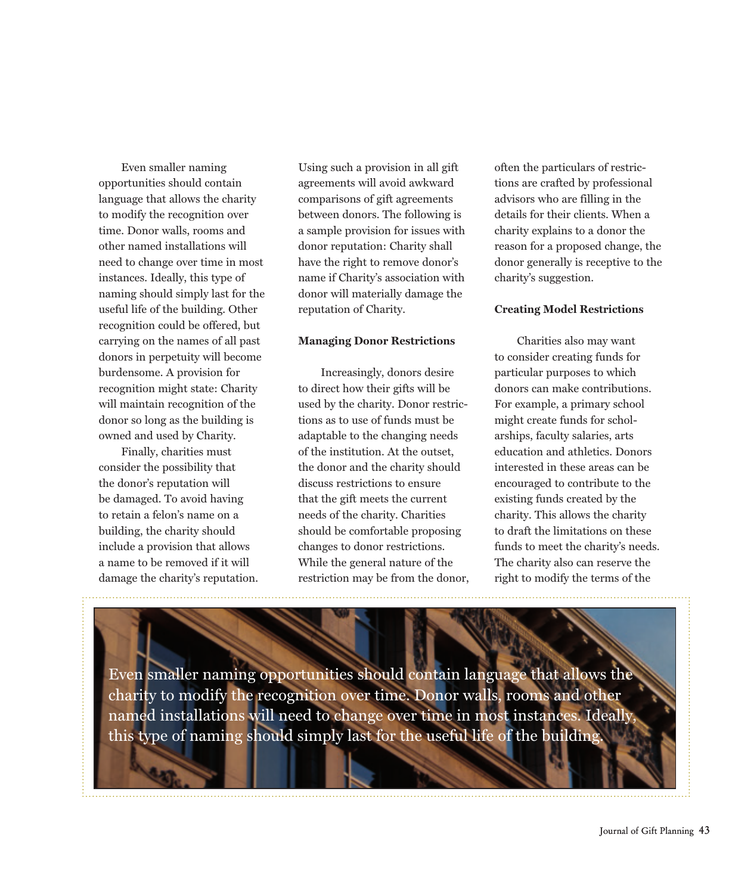Even smaller naming opportunities should contain language that allows the charity to modify the recognition over time. Donor walls, rooms and other named installations will need to change over time in most instances. Ideally, this type of naming should simply last for the useful life of the building. Other recognition could be offered, but carrying on the names of all past donors in perpetuity will become burdensome. A provision for recognition might state: Charity will maintain recognition of the donor so long as the building is owned and used by Charity.

Finally, charities must consider the possibility that the donor's reputation will be damaged. To avoid having to retain a felon's name on a building, the charity should include a provision that allows a name to be removed if it will damage the charity's reputation. Using such a provision in all gift agreements will avoid awkward comparisons of gift agreements between donors. The following is a sample provision for issues with donor reputation: Charity shall have the right to remove donor's name if Charity's association with donor will materially damage the reputation of Charity.

**Managing Donor Restrictions**

Increasingly, donors desire to direct how their gifts will be used by the charity. Donor restrictions as to use of funds must be adaptable to the changing needs of the institution. At the outset, the donor and the charity should discuss restrictions to ensure that the gift meets the current needs of the charity. Charities should be comfortable proposing changes to donor restrictions. While the general nature of the restriction may be from the donor, often the particulars of restrictions are crafted by professional advisors who are filling in the details for their clients. When a charity explains to a donor the reason for a proposed change, the donor generally is receptive to the charity's suggestion.

**Creating Model Restrictions**

Charities also may want to consider creating funds for particular purposes to which donors can make contributions. For example, a primary school might create funds for scholarships, faculty salaries, arts education and athletics. Donors interested in these areas can be encouraged to contribute to the existing funds created by the charity. This allows the charity to draft the limitations on these funds to meet the charity's needs. The charity also can reserve the right to modify the terms of the

> Even smaller naming opportunities should contain language that allows the charity to modify the recognition over time. Donor walls, rooms and other named installations will need to change over time in most instances. Ideally, this type of naming should simply last for the useful life of the building.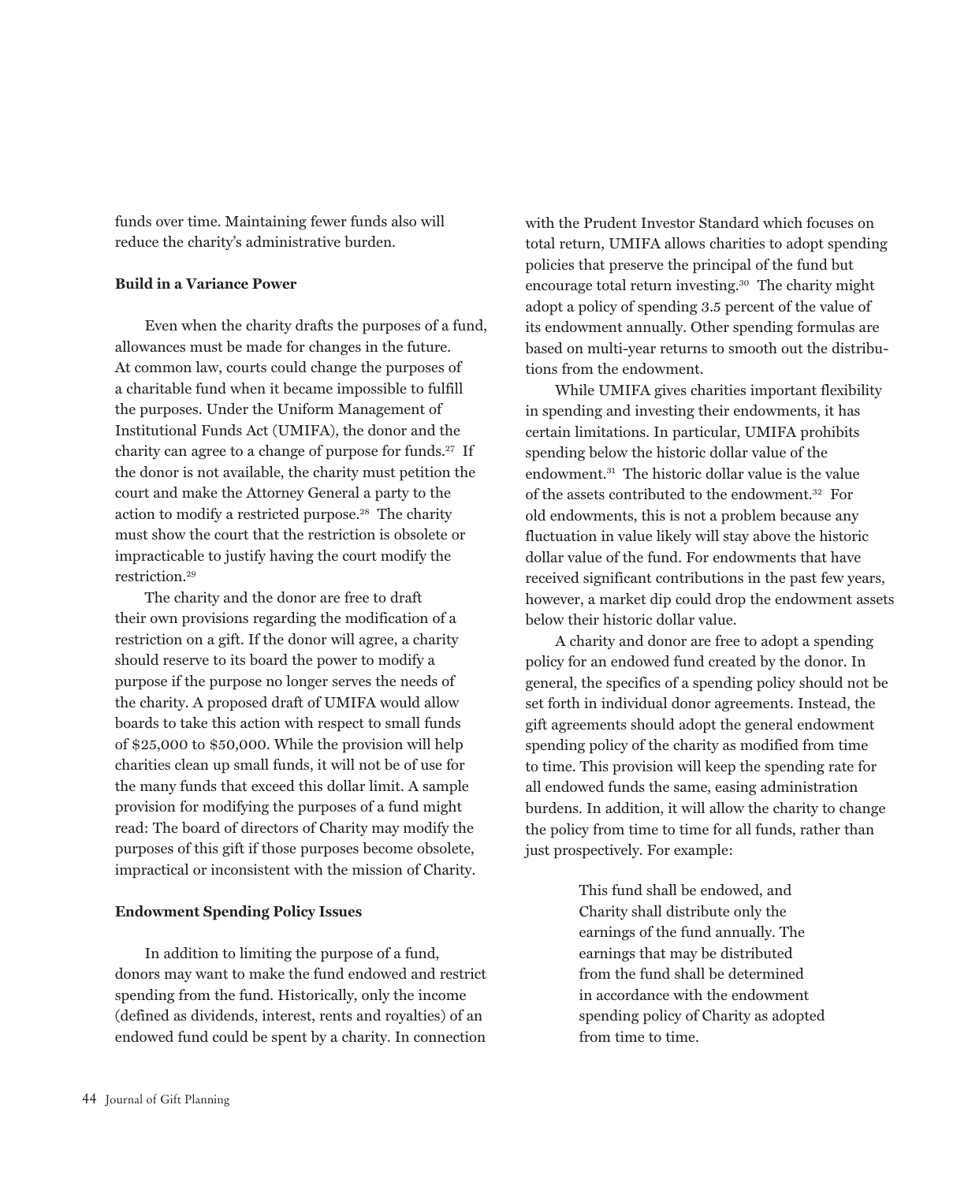funds over time. Maintaining fewer funds also will reduce the charity's administrative burden.

**Build in a Variance Power**

Even when the charity drafts the purposes of a fund, allowances must be made for changes in the future. At common law, courts could change the purposes of a charitable fund when it became impossible to fulfill the purposes. Under the Uniform Management of Institutional Funds Act (UMIFA), the donor and the charity can agree to a change of purpose for funds.[27] If the donor is not available, the charity must petition the court and make the Attorney General a party to the action to modify a restricted purpose.[28] The charity must show the court that the restriction is obsolete or impracticable to justify having the court modify the restriction.[29]

The charity and the donor are free to draft their own provisions regarding the modification of a restriction on a gift. If the donor will agree, a charity should reserve to its board the power to modify a purpose if the purpose no longer serves the needs of the charity. A proposed draft of UMIFA would allow boards to take this action with respect to small funds of $25,000 to $50,000. While the provision will help charities clean up small funds, it will not be of use for the many funds that exceed this dollar limit. A sample provision for modifying the purposes of a fund might read: The board of directors of Charity may modify the purposes of this gift if those purposes become obsolete, impractical or inconsistent with the mission of Charity.

**Endowment Spending Policy Issues**

In addition to limiting the purpose of a fund, donors may want to make the fund endowed and restrict spending from the fund. Historically, only the income (defined as dividends, interest, rents and royalties) of an endowed fund could be spent by a charity. In connection with the Prudent Investor Standard which focuses on total return, UMIFA allows charities to adopt spending policies that preserve the principal of the fund but encourage total return investing.[30] The charity might adopt a policy of spending 3.5 percent of the value of its endowment annually. Other spending formulas are based on multi-year returns to smooth out the distributions from the endowment.

While UMIFA gives charities important flexibility in spending and investing their endowments, it has certain limitations. In particular, UMIFA prohibits spending below the historic dollar value of the endowment.[31] The historic dollar value is the value of the assets contributed to the endowment.[32] For old endowments, this is not a problem because any fluctuation in value likely will stay above the historic dollar value of the fund. For endowments that have received significant contributions in the past few years, however, a market dip could drop the endowment assets below their historic dollar value.

A charity and donor are free to adopt a spending policy for an endowed fund created by the donor. In general, the specifics of a spending policy should not be set forth in individual donor agreements. Instead, the gift agreements should adopt the general endowment spending policy of the charity as modified from time to time. This provision will keep the spending rate for all endowed funds the same, easing administration burdens. In addition, it will allow the charity to change the policy from time to time for all funds, rather than just prospectively. For example:

> This fund shall be endowed, and Charity shall distribute only the earnings of the fund annually. The earnings that may be distributed from the fund shall be determined in accordance with the endowment spending policy of Charity as adopted from time to time.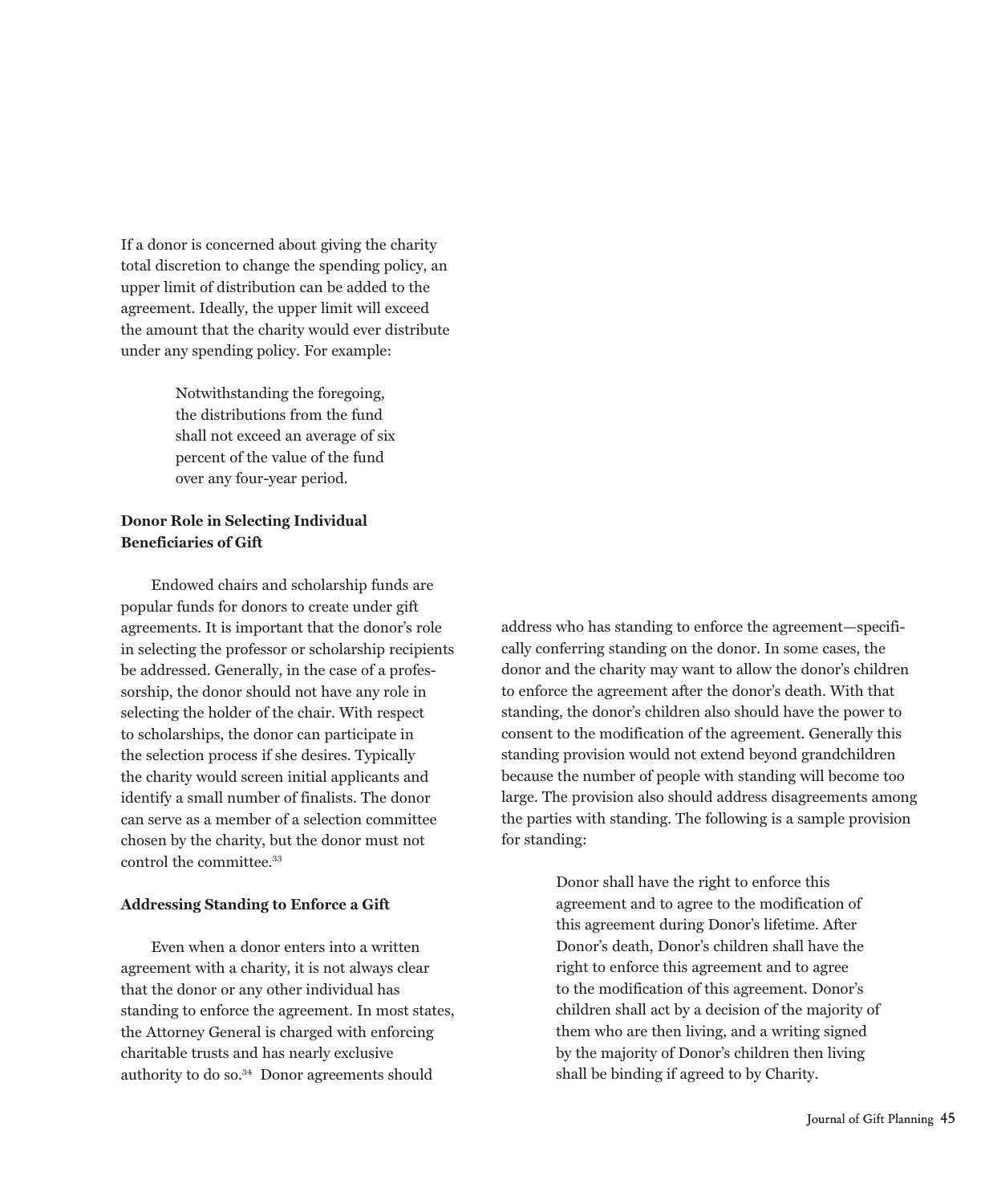If a donor is concerned about giving the charity total discretion to change the spending policy, an upper limit of distribution can be added to the agreement. Ideally, the upper limit will exceed the amount that the charity would ever distribute under any spending policy. For example:

> Notwithstanding the foregoing, the distributions from the fund shall not exceed an average of six percent of the value of the fund over any four-year period.

**Donor Role in Selecting Individual Beneficiaries of Gift**

Endowed chairs and scholarship funds are popular funds for donors to create under gift agreements. It is important that the donor's role in selecting the professor or scholarship recipients be addressed. Generally, in the case of a professorship, the donor should not have any role in selecting the holder of the chair. With respect to scholarships, the donor can participate in the selection process if she desires. Typically the charity would screen initial applicants and identify a small number of finalists. The donor can serve as a member of a selection committee chosen by the charity, but the donor must not control the committee.[33]

**Addressing Standing to Enforce a Gift**

Even when a donor enters into a written agreement with a charity, it is not always clear that the donor or any other individual has standing to enforce the agreement. In most states, the Attorney General is charged with enforcing charitable trusts and has nearly exclusive authority to do so.[34] Donor agreements should address who has standing to enforce the agreement—specifically conferring standing on the donor. In some cases, the donor and the charity may want to allow the donor's children to enforce the agreement after the donor's death. With that standing, the donor's children also should have the power to consent to the modification of the agreement. Generally this standing provision would not extend beyond grandchildren because the number of people with standing will become too large. The provision also should address disagreements among the parties with standing. The following is a sample provision for standing:

> Donor shall have the right to enforce this agreement and to agree to the modification of this agreement during Donor's lifetime. After Donor's death, Donor's children shall have the right to enforce this agreement and to agree to the modification of this agreement. Donor's children shall act by a decision of the majority of them who are then living, and a writing signed by the majority of Donor's children then living shall be binding if agreed to by Charity.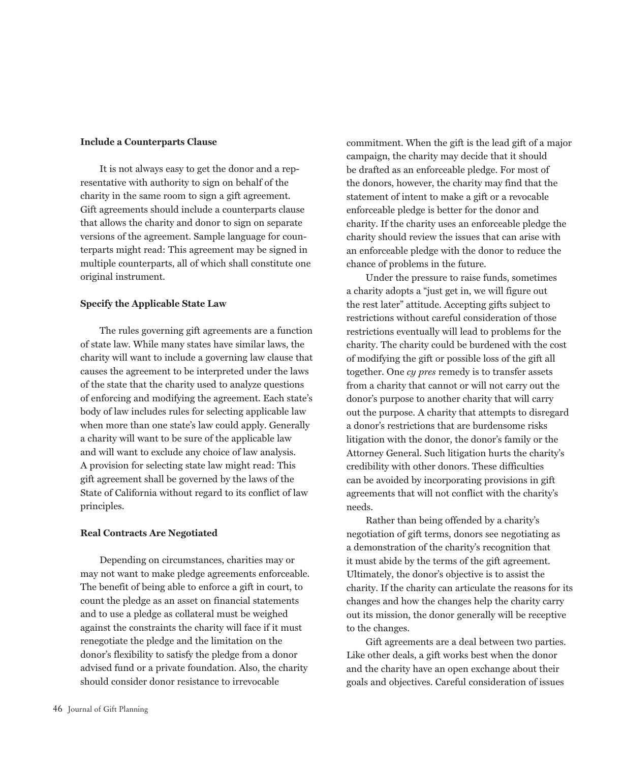**Include a Counterparts Clause**

It is not always easy to get the donor and a representative with authority to sign on behalf of the charity in the same room to sign a gift agreement. Gift agreements should include a counterparts clause that allows the charity and donor to sign on separate versions of the agreement. Sample language for counterparts might read: This agreement may be signed in multiple counterparts, all of which shall constitute one original instrument.

**Specify the Applicable State Law**

The rules governing gift agreements are a function of state law. While many states have similar laws, the charity will want to include a governing law clause that causes the agreement to be interpreted under the laws of the state that the charity used to analyze questions of enforcing and modifying the agreement. Each state's body of law includes rules for selecting applicable law when more than one state's law could apply. Generally a charity will want to be sure of the applicable law and will want to exclude any choice of law analysis. A provision for selecting state law might read: This gift agreement shall be governed by the laws of the State of California without regard to its conflict of law principles.

**Real Contracts Are Negotiated**

Depending on circumstances, charities may or may not want to make pledge agreements enforceable. The benefit of being able to enforce a gift in court, to count the pledge as an asset on financial statements and to use a pledge as collateral must be weighed against the constraints the charity will face if it must renegotiate the pledge and the limitation on the donor's flexibility to satisfy the pledge from a donor advised fund or a private foundation. Also, the charity should consider donor resistance to irrevocable commitment. When the gift is the lead gift of a major campaign, the charity may decide that it should be drafted as an enforceable pledge. For most of the donors, however, the charity may find that the statement of intent to make a gift or a revocable enforceable pledge is better for the donor and charity. If the charity uses an enforceable pledge the charity should review the issues that can arise with an enforceable pledge with the donor to reduce the chance of problems in the future.

Under the pressure to raise funds, sometimes a charity adopts a "just get in, we will figure out the rest later" attitude. Accepting gifts subject to restrictions without careful consideration of those restrictions eventually will lead to problems for the charity. The charity could be burdened with the cost of modifying the gift or possible loss of the gift all together. One *cy pres* remedy is to transfer assets from a charity that cannot or will not carry out the donor's purpose to another charity that will carry out the purpose. A charity that attempts to disregard a donor's restrictions that are burdensome risks litigation with the donor, the donor's family or the Attorney General. Such litigation hurts the charity's credibility with other donors. These difficulties can be avoided by incorporating provisions in gift agreements that will not conflict with the charity's needs.

Rather than being offended by a charity's negotiation of gift terms, donors see negotiating as a demonstration of the charity's recognition that it must abide by the terms of the gift agreement. Ultimately, the donor's objective is to assist the charity. If the charity can articulate the reasons for its changes and how the changes help the charity carry out its mission, the donor generally will be receptive to the changes.

Gift agreements are a deal between two parties. Like other deals, a gift works best when the donor and the charity have an open exchange about their goals and objectives. Careful consideration of issues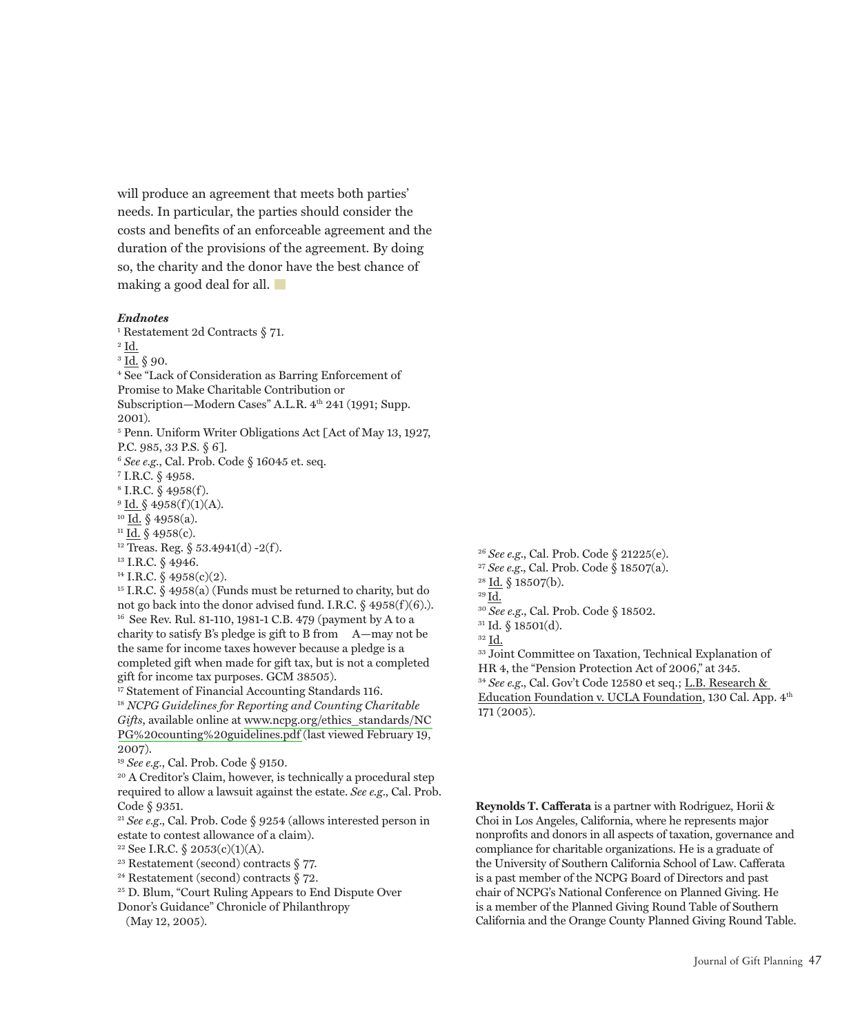will produce an agreement that meets both parties' needs. In particular, the parties should consider the costs and benefits of an enforceable agreement and the duration of the provisions of the agreement. By doing so, the charity and the donor have the best chance of making a good deal for all.

***Endnotes***

[1] Restatement 2d Contracts § 71.
[2] Id.
[3] Id. § 90.
[4] See "Lack of Consideration as Barring Enforcement of Promise to Make Charitable Contribution or Subscription—Modern Cases" A.L.R. 4th 241 (1991; Supp. 2001).
[5] Penn. Uniform Writer Obligations Act [Act of May 13, 1927, P.C. 985, 33 P.S. § 6].
[6] *See e.g.*, Cal. Prob. Code § 16045 et. seq.
[7] I.R.C. § 4958.
[8] I.R.C. § 4958(f).
[9] Id. § 4958(f)(1)(A).
[10] Id. § 4958(a).
[11] Id. § 4958(c).
[12] Treas. Reg. § 53.4941(d) -2(f).
[13] I.R.C. § 4946.
[14] I.R.C. § 4958(c)(2).
[15] I.R.C. § 4958(a) (Funds must be returned to charity, but do not go back into the donor advised fund. I.R.C. § 4958(f)(6).).
[16] See Rev. Rul. 81-110, 1981-1 C.B. 479 (payment by A to a charity to satisfy B's pledge is gift to B from A—may not be the same for income taxes however because a pledge is a completed gift when made for gift tax, but is not a completed gift for income tax purposes. GCM 38505).
[17] Statement of Financial Accounting Standards 116.
[18] *NCPG Guidelines for Reporting and Counting Charitable Gifts*, available online at www.ncpg.org/ethics_standards/NCPG%20counting%20guidelines.pdf (last viewed February 19, 2007).
[19] *See e.g.*, Cal. Prob. Code § 9150.
[20] A Creditor's Claim, however, is technically a procedural step required to allow a lawsuit against the estate. *See e.g.*, Cal. Prob. Code § 9351.
[21] *See e.g.*, Cal. Prob. Code § 9254 (allows interested person in estate to contest allowance of a claim).
[22] See I.R.C. § 2053(c)(1)(A).
[23] Restatement (second) contracts § 77.
[24] Restatement (second) contracts § 72.
[25] D. Blum, "Court Ruling Appears to End Dispute Over Donor's Guidance" Chronicle of Philanthropy (May 12, 2005).
[26] *See e.g.*, Cal. Prob. Code § 21225(e).
[27] *See e.g.*, Cal. Prob. Code § 18507(a).
[28] Id. § 18507(b).
[29] Id.
[30] *See e.g.*, Cal. Prob. Code § 18502.
[31] Id. § 18501(d).
[32] Id.
[33] Joint Committee on Taxation, Technical Explanation of HR 4, the "Pension Protection Act of 2006," at 345.
[34] *See e.g.*, Cal. Gov't Code 12580 et seq.; L.B. Research & Education Foundation v. UCLA Foundation, 130 Cal. App. 4th 171 (2005).

**Reynolds T. Cafferata** is a partner with Rodriguez, Horii & Choi in Los Angeles, California, where he represents major nonprofits and donors in all aspects of taxation, governance and compliance for charitable organizations. He is a graduate of the University of Southern California School of Law. Cafferata is a past member of the NCPG Board of Directors and past chair of NCPG's National Conference on Planned Giving. He is a member of the Planned Giving Round Table of Southern California and the Orange County Planned Giving Round Table.